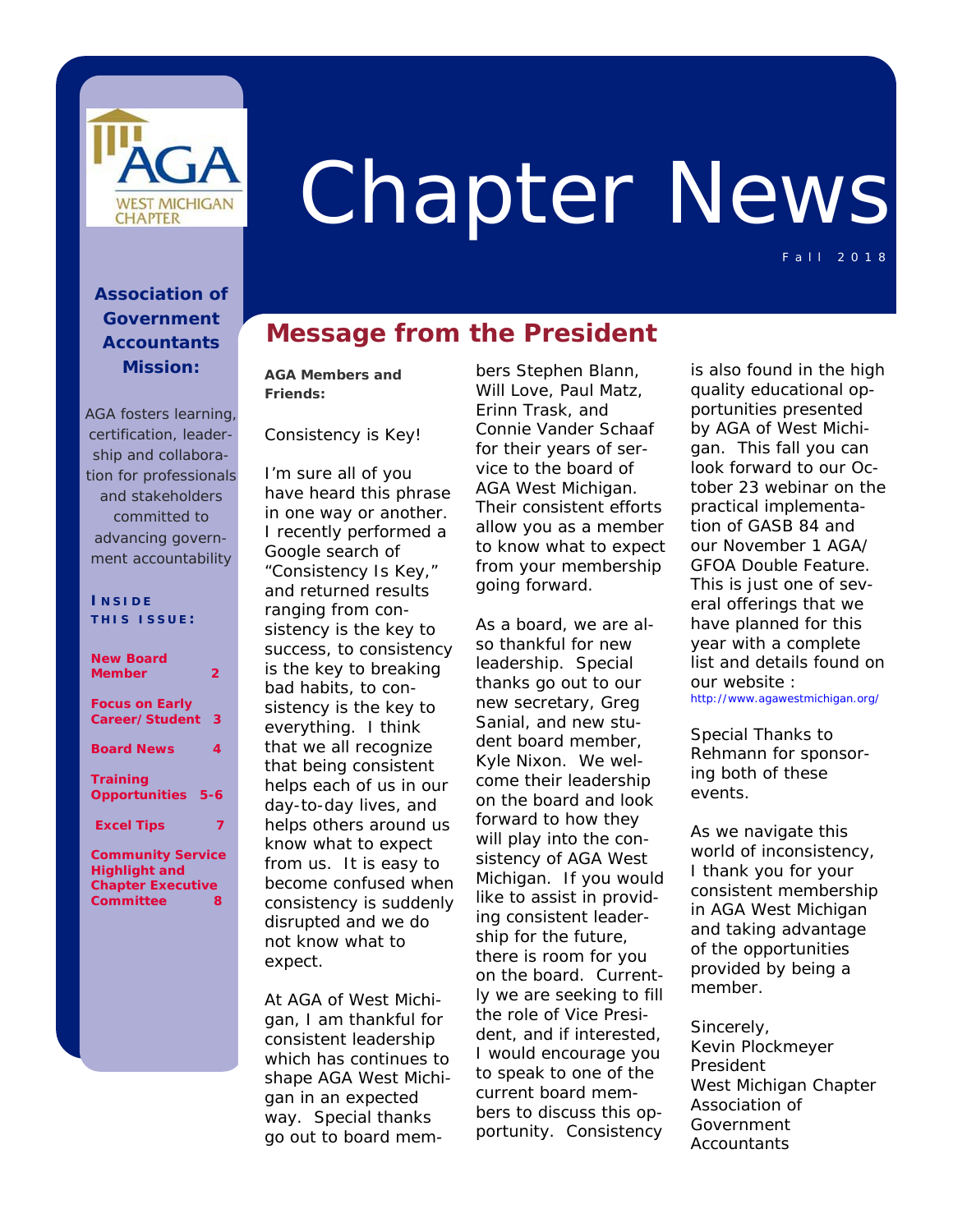# Chapter News

Fall 2018

**Association of Government Accountants Mission:**

AGA fosters learning, certification, leadership and collaboration for professionals and stakeholders committed to advancing government accountability

**INSIDE THIS ISSUE:**

| | |
|---|---|
| New Board Member | 2 |
| Focus on Early Career/Student | 3 |
| Board News | 4 |
| Training Opportunities | 5-6 |
| Excel Tips | 7 |
| Community Service Highlight and Chapter Executive Committee | 8 |

## Message from the President

**AGA Members and Friends:**

Consistency is Key!

I'm sure all of you have heard this phrase in one way or another. I recently performed a Google search of "Consistency Is Key," and returned results ranging from consistency is the key to success, to consistency is the key to breaking bad habits, to consistency is the key to everything. I think that we all recognize that being consistent helps each of us in our day-to-day lives, and helps others around us know what to expect from us. It is easy to become confused when consistency is suddenly disrupted and we do not know what to expect.

At AGA of West Michigan, I am thankful for consistent leadership which has continues to shape AGA West Michigan in an expected way. Special thanks go out to board members Stephen Blann, Will Love, Paul Matz, Erinn Trask, and Connie Vander Schaaf for their years of service to the board of AGA West Michigan. Their consistent efforts allow you as a member to know what to expect from your membership going forward.

As a board, we are also thankful for new leadership. Special thanks go out to our new secretary, Greg Sanial, and new student board member, Kyle Nixon. We welcome their leadership on the board and look forward to how they will play into the consistency of AGA West Michigan. If you would like to assist in providing consistent leadership for the future, there is room for you on the board. Currently we are seeking to fill the role of Vice President, and if interested, I would encourage you to speak to one of the current board members to discuss this opportunity. Consistency is also found in the high quality educational opportunities presented by AGA of West Michigan. This fall you can look forward to our October 23 webinar on the practical implementation of GASB 84 and our November 1 AGA/GFOA Double Feature. This is just one of several offerings that we have planned for this year with a complete list and details found on our website : http://www.agawestmichigan.org/

Special Thanks to Rehmann for sponsoring both of these events.

As we navigate this world of inconsistency, I thank you for your consistent membership in AGA West Michigan and taking advantage of the opportunities provided by being a member.

Sincerely,
Kevin Plockmeyer
President
West Michigan Chapter
Association of Government Accountants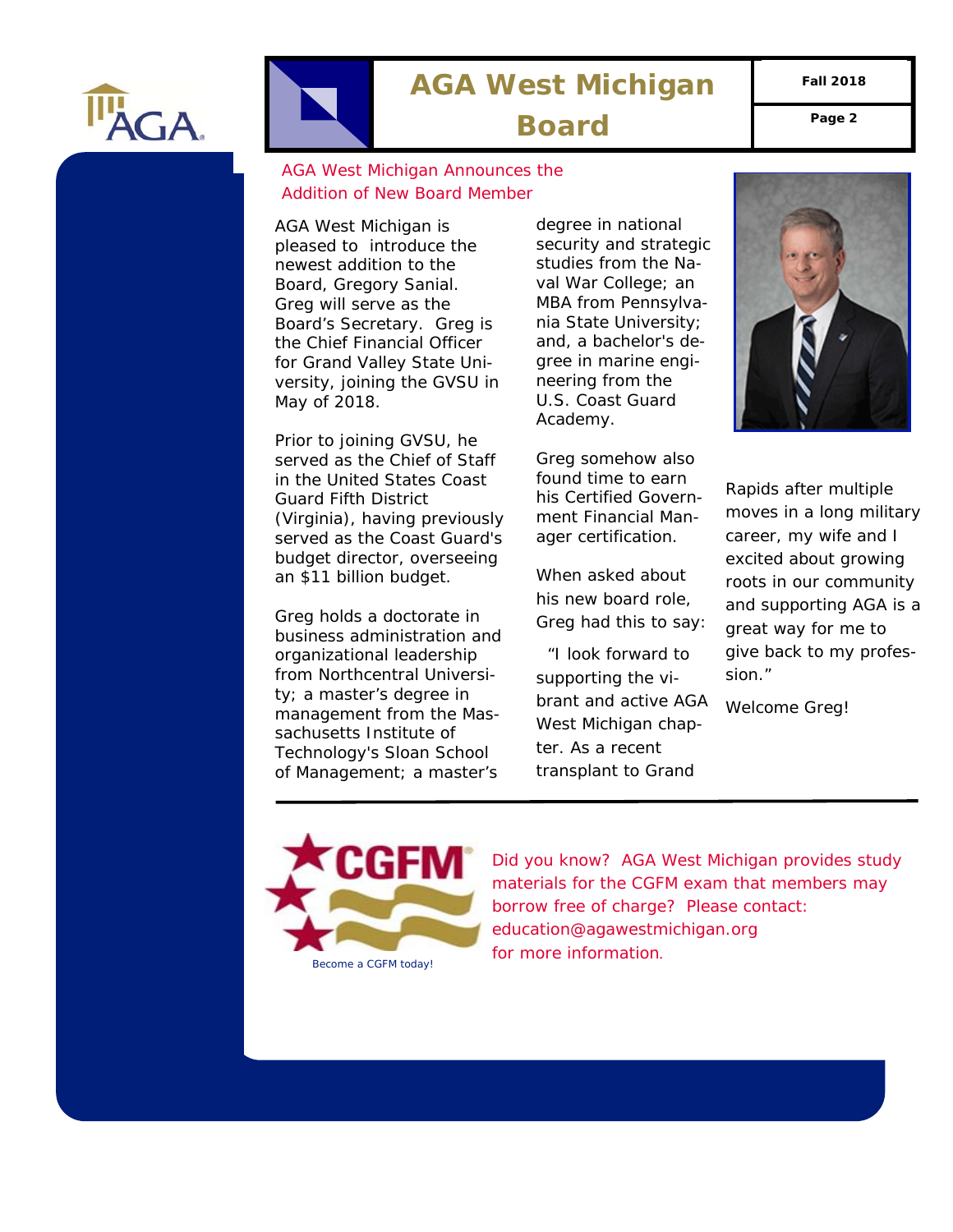## AGA West Michigan Announces the Addition of New Board Member

AGA West Michigan is pleased to introduce the newest addition to the Board, Gregory Sanial. Greg will serve as the Board's Secretary. Greg is the Chief Financial Officer for Grand Valley State University, joining the GVSU in May of 2018.

Prior to joining GVSU, he served as the Chief of Staff in the United States Coast Guard Fifth District (Virginia), having previously served as the Coast Guard's budget director, overseeing an $11 billion budget.

Greg holds a doctorate in business administration and organizational leadership from Northcentral University; a master's degree in management from the Massachusetts Institute of Technology's Sloan School of Management; a master's degree in national security and strategic studies from the Naval War College; an MBA from Pennsylvania State University; and, a bachelor's degree in marine engineering from the U.S. Coast Guard Academy.

Greg somehow also found time to earn his Certified Government Financial Manager certification.

When asked about his new board role, Greg had this to say:

"I look forward to supporting the vibrant and active AGA West Michigan chapter. As a recent transplant to Grand Rapids after multiple moves in a long military career, my wife and I excited about growing roots in our community and supporting AGA is a great way for me to give back to my profession."

Welcome Greg!

---

Become a CGFM today!

Did you know? AGA West Michigan provides study materials for the CGFM exam that members may borrow free of charge? Please contact: education@agawestmichigan.org for more information.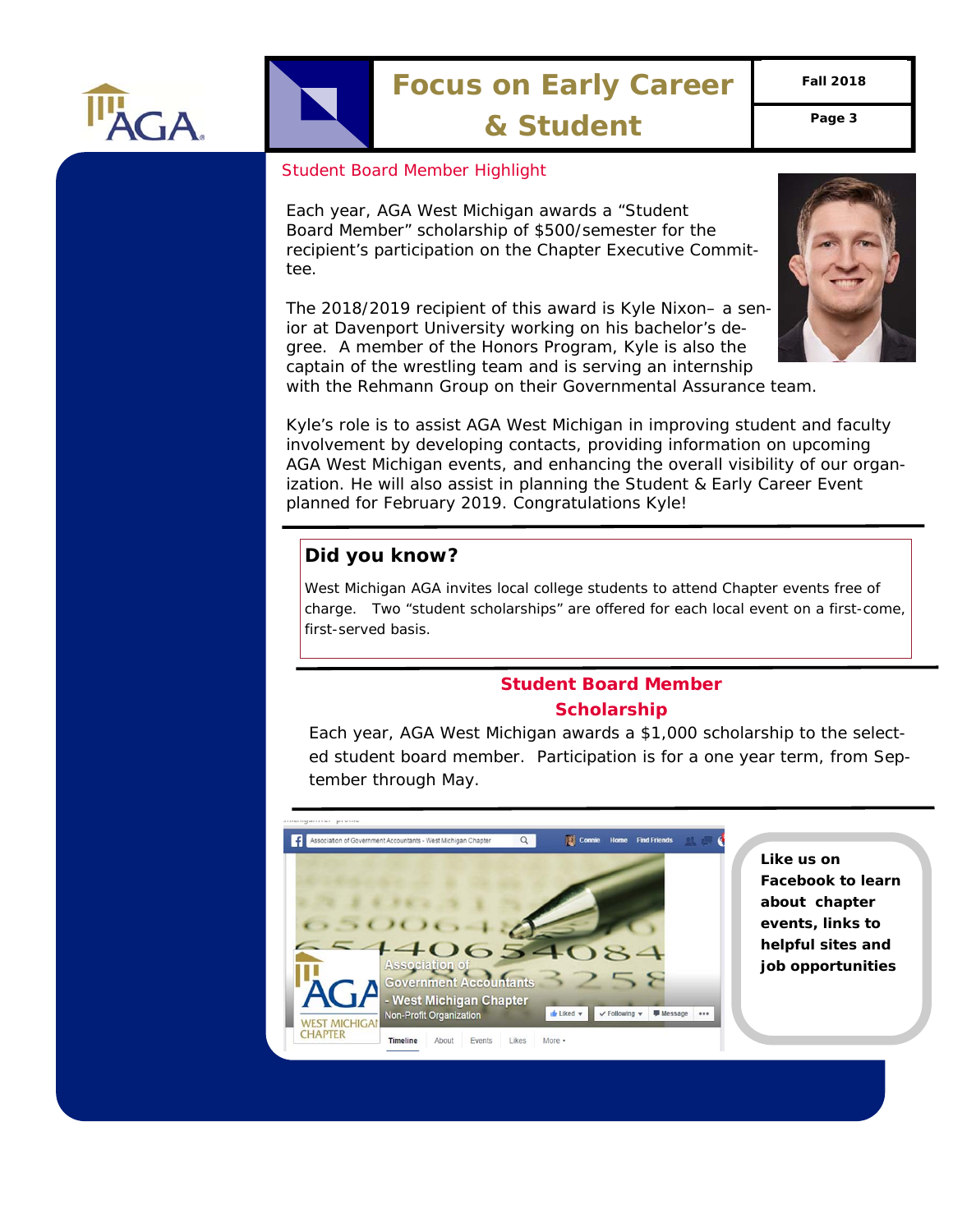# Focus on Early Career & Student

## Student Board Member Highlight

Each year, AGA West Michigan awards a “Student Board Member” scholarship of $500/semester for the recipient’s participation on the Chapter Executive Committee.

The 2018/2019 recipient of this award is Kyle Nixon– a senior at Davenport University working on his bachelor’s degree. A member of the Honors Program, Kyle is also the captain of the wrestling team and is serving an internship with the Rehmann Group on their Governmental Assurance team.

Kyle’s role is to assist AGA West Michigan in improving student and faculty involvement by developing contacts, providing information on upcoming AGA West Michigan events, and enhancing the overall visibility of our organization. He will also assist in planning the Student & Early Career Event planned for February 2019. Congratulations Kyle!

---

### Did you know?

West Michigan AGA invites local college students to attend Chapter events free of charge. Two “student scholarships” are offered for each local event on a first-come, first-served basis.

---

## Student Board Member Scholarship

Each year, AGA West Michigan awards a $1,000 scholarship to the selected student board member. Participation is for a one year term, from September through May.

---

**Like us on Facebook to learn about chapter events, links to helpful sites and job opportunities**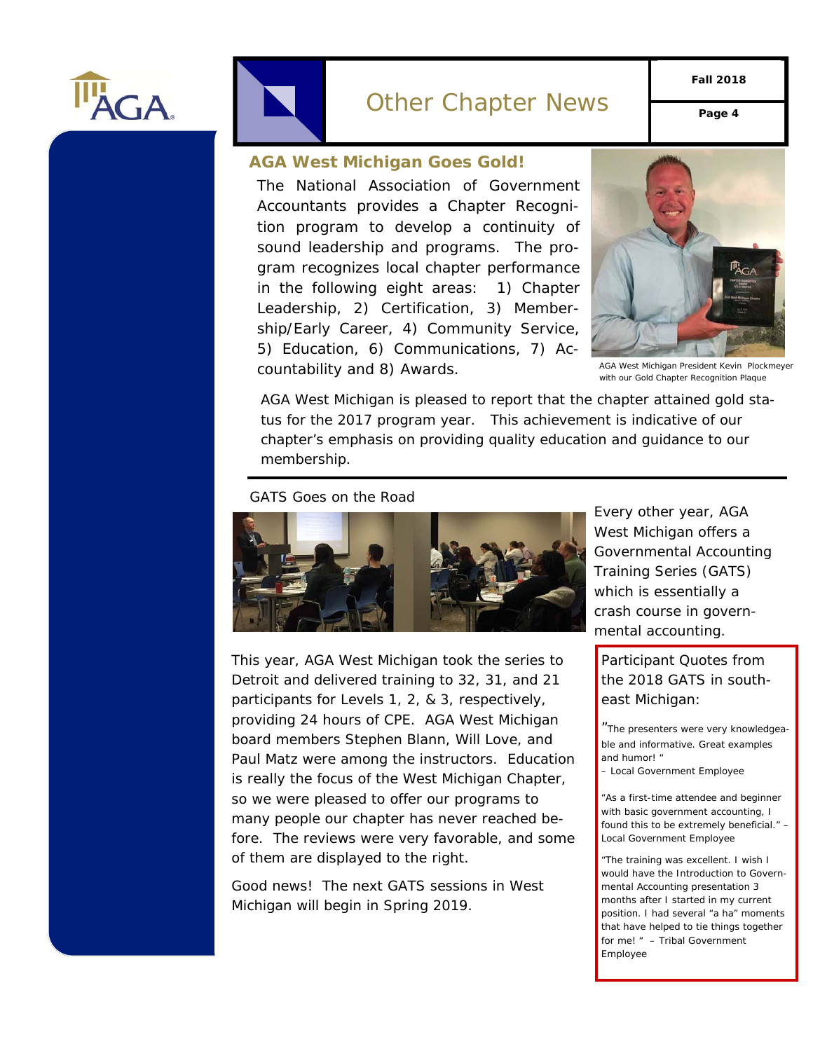# Other Chapter News

## AGA West Michigan Goes Gold!

The National Association of Government Accountants provides a Chapter Recognition program to develop a continuity of sound leadership and programs. The program recognizes local chapter performance in the following eight areas: 1) Chapter Leadership, 2) Certification, 3) Membership/Early Career, 4) Community Service, 5) Education, 6) Communications, 7) Accountability and 8) Awards.

AGA West Michigan President Kevin Plockmeyer with our Gold Chapter Recognition Plaque

AGA West Michigan is pleased to report that the chapter attained gold status for the 2017 program year. This achievement is indicative of our chapter's emphasis on providing quality education and guidance to our membership.

---

## GATS Goes on the Road

Every other year, AGA West Michigan offers a Governmental Accounting Training Series (GATS) which is essentially a crash course in governmental accounting.

This year, AGA West Michigan took the series to Detroit and delivered training to 32, 31, and 21 participants for Levels 1, 2, & 3, respectively, providing 24 hours of CPE. AGA West Michigan board members Stephen Blann, Will Love, and Paul Matz were among the instructors. Education is really the focus of the West Michigan Chapter, so we were pleased to offer our programs to many people our chapter has never reached before. The reviews were very favorable, and some of them are displayed to the right.

Good news! The next GATS sessions in West Michigan will begin in Spring 2019.

### Participant Quotes from the 2018 GATS in southeast Michigan:

"The presenters were very knowledgeable and informative. Great examples and humor! "
– Local Government Employee

"As a first-time attendee and beginner with basic government accounting, I found this to be extremely beneficial." – Local Government Employee

"The training was excellent. I wish I would have the Introduction to Governmental Accounting presentation 3 months after I started in my current position. I had several "a ha" moments that have helped to tie things together for me! " – Tribal Government Employee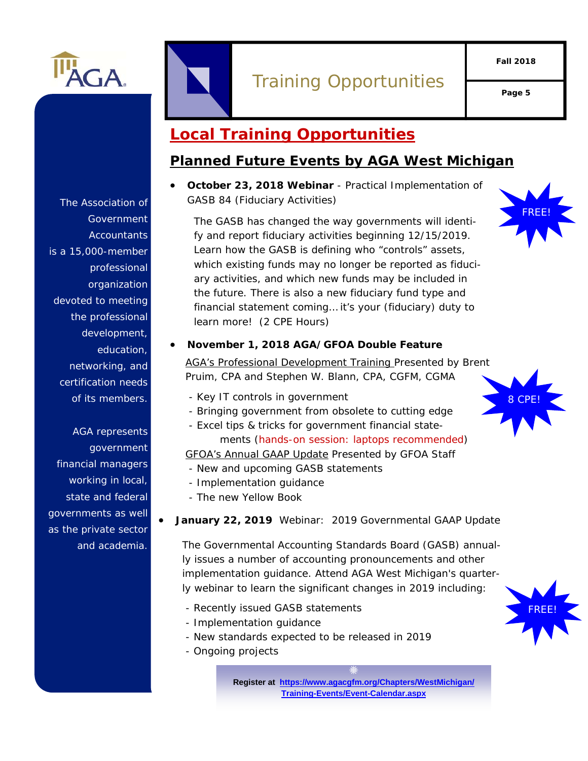The Association of Government Accountants is a 15,000-member professional organization devoted to meeting the professional development, education, networking, and certification needs of its members.

AGA represents government financial managers working in local, state and federal governments as well as the private sector and academia.

# Training Opportunities

## Local Training Opportunities

### Planned Future Events by AGA West Michigan

- **October 23, 2018 Webinar** - Practical Implementation of GASB 84 (Fiduciary Activities)

  FREE!

  The GASB has changed the way governments will identify and report fiduciary activities beginning 12/15/2019. Learn how the GASB is defining who "controls" assets, which existing funds may no longer be reported as fiduciary activities, and which new funds may be included in the future. There is also a new fiduciary fund type and financial statement coming… it's your (fiduciary) duty to learn more! (2 CPE Hours)

- **November 1, 2018 AGA/GFOA Double Feature**

  8 CPE!

  AGA's Professional Development Training Presented by Brent Pruim, CPA and Stephen W. Blann, CPA, CGFM, CGMA
  - Key IT controls in government
  - Bringing government from obsolete to cutting edge
  - Excel tips & tricks for government financial statements (hands-on session: laptops recommended)

  GFOA's Annual GAAP Update Presented by GFOA Staff
  - New and upcoming GASB statements
  - Implementation guidance
  - The new Yellow Book

- **January 22, 2019** Webinar: 2019 Governmental GAAP Update

  FREE!

  The Governmental Accounting Standards Board (GASB) annually issues a number of accounting pronouncements and other implementation guidance. Attend AGA West Michigan's quarterly webinar to learn the significant changes in 2019 including:
  - Recently issued GASB statements
  - Implementation guidance
  - New standards expected to be released in 2019
  - Ongoing projects

**Register at https://www.agacgfm.org/Chapters/WestMichigan/Training-Events/Event-Calendar.aspx**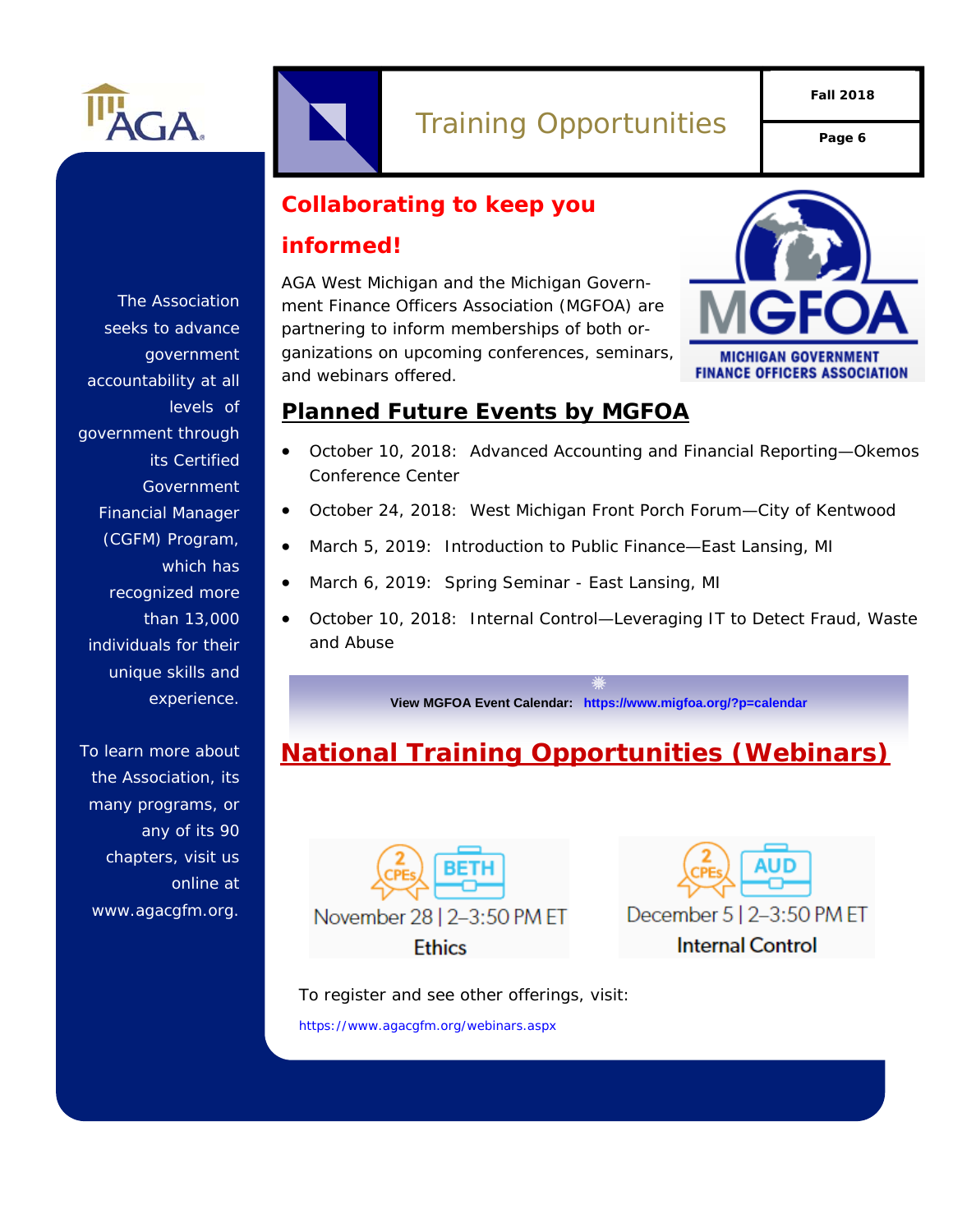# Training Opportunities

## Collaborating to keep you informed!

AGA West Michigan and the Michigan Government Finance Officers Association (MGFOA) are partnering to inform memberships of both organizations on upcoming conferences, seminars, and webinars offered.

## Planned Future Events by MGFOA

- October 10, 2018: Advanced Accounting and Financial Reporting—Okemos Conference Center
- October 24, 2018: West Michigan Front Porch Forum—City of Kentwood
- March 5, 2019: Introduction to Public Finance—East Lansing, MI
- March 6, 2019: Spring Seminar - East Lansing, MI
- October 10, 2018: Internal Control—Leveraging IT to Detect Fraud, Waste and Abuse

**View MGFOA Event Calendar:** **https://www.migfoa.org/?p=calendar**

## National Training Opportunities (Webinars)

2 CPEs BETH
November 28 | 2–3:50 PM ET
Ethics

2 CPEs AUD
December 5 | 2–3:50 PM ET
Internal Control

To register and see other offerings, visit:

https://www.agacgfm.org/webinars.aspx

The Association seeks to advance government accountability at all levels of government through its Certified Government Financial Manager (CGFM) Program, which has recognized more than 13,000 individuals for their unique skills and experience.

To learn more about the Association, its many programs, or any of its 90 chapters, visit us online at www.agacgfm.org.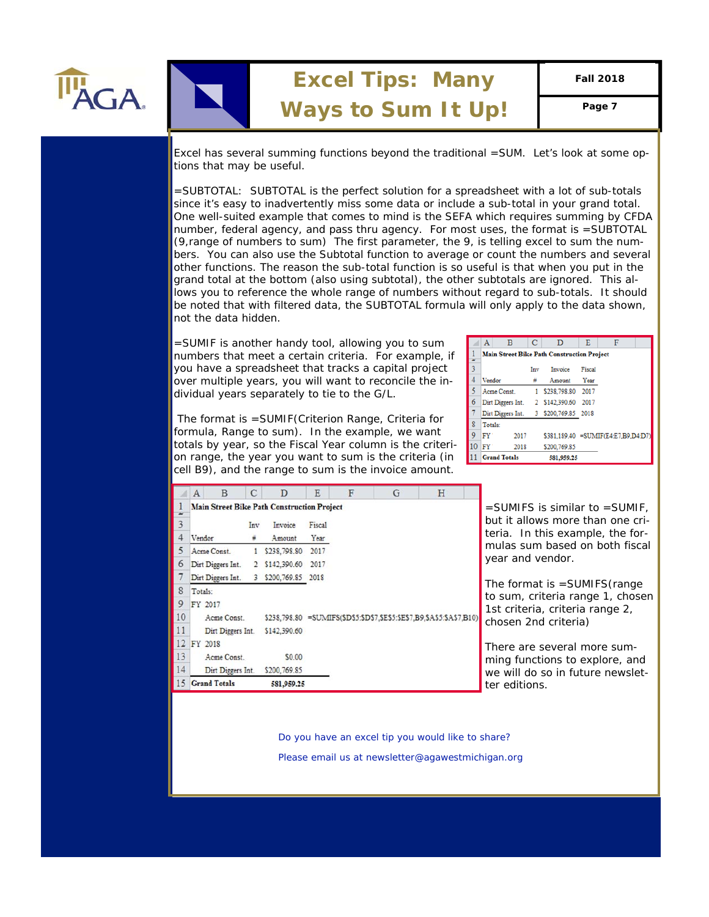# Excel Tips: Many Ways to Sum It Up!

Excel has several summing functions beyond the traditional =SUM. Let's look at some options that may be useful.

=SUBTOTAL: SUBTOTAL is the perfect solution for a spreadsheet with a lot of sub-totals since it's easy to inadvertently miss some data or include a sub-total in your grand total. One well-suited example that comes to mind is the SEFA which requires summing by CFDA number, federal agency, and pass thru agency. For most uses, the format is =SUBTOTAL (9,range of numbers to sum) The first parameter, the 9, is telling excel to sum the numbers. You can also use the Subtotal function to average or count the numbers and several other functions. The reason the sub-total function is so useful is that when you put in the grand total at the bottom (also using subtotal), the other subtotals are ignored. This allows you to reference the whole range of numbers without regard to sub-totals. It should be noted that with filtered data, the SUBTOTAL formula will only apply to the data shown, not the data hidden.

=SUMIF is another handy tool, allowing you to sum numbers that meet a certain criteria. For example, if you have a spreadsheet that tracks a capital project over multiple years, you will want to reconcile the individual years separately to tie to the G/L.

The format is =SUMIF(Criterion Range, Criteria for formula, Range to sum). In the example, we want totals by year, so the Fiscal Year column is the criterion range, the year you want to sum is the criteria (in cell B9), and the range to sum is the invoice amount.

| | A | B | C | D | E | F |
|---|---|---|---|---|---|---|
| 1 | Main Street Bike Path Construction Project | | | | | |
| 3 | | | Inv | Invoice | Fiscal | |
| 4 | Vendor | | # | Amount | Year | |
| 5 | Acme Const. | | 1 | $238,798.80 | 2017 | |
| 6 | Dirt Diggers Int. | | 2 | $142,390.60 | 2017 | |
| 7 | Dirt Diggers Int. | | 3 | $200,769.85 | 2018 | |
| 8 | Totals: | | | | | |
| 9 | FY | 2017 | | $381,189.40 | =SUMIF(E4:E7,B9,D4:D7) | |
| 10 | FY | 2018 | | $200,769.85 | | |
| 11 | Grand Totals | | | 581,959.25 | | |

| | A | B | C | D | E | F | G | H |
|---|---|---|---|---|---|---|---|---|
| 1 | Main Street Bike Path Construction Project | | | | | | | |
| 3 | | | Inv | Invoice | Fiscal | | | |
| 4 | Vendor | | # | Amount | Year | | | |
| 5 | Acme Const. | | 1 | $238,798.80 | 2017 | | | |
| 6 | Dirt Diggers Int. | | 2 | $142,390.60 | 2017 | | | |
| 7 | Dirt Diggers Int. | | 3 | $200,769.85 | 2018 | | | |
| 8 | Totals: | | | | | | | |
| 9 | FY 2017 | | | | | | | |
| 10 | | Acme Const. | | $238,798.80 | =SUMIFS($D$5:$D$7,$E$5:$E$7,B9,$A$5:$A$7,B10) | | | |
| 11 | | Dirt Diggers Int. | | $142,390.60 | | | | |
| 12 | FY 2018 | | | | | | | |
| 13 | | Acme Const. | | $0.00 | | | | |
| 14 | | Dirt Diggers Int. | | $200,769.85 | | | | |
| 15 | Grand Totals | | | 581,959.25 | | | | |

=SUMIFS is similar to =SUMIF, but it allows more than one criteria. In this example, the formulas sum based on both fiscal year and vendor.

The format is =SUMIFS(range to sum, criteria range 1, chosen 1st criteria, criteria range 2, chosen 2nd criteria)

There are several more summing functions to explore, and we will do so in future newsletter editions.

Do you have an excel tip you would like to share?

Please email us at newsletter@agawestmichigan.org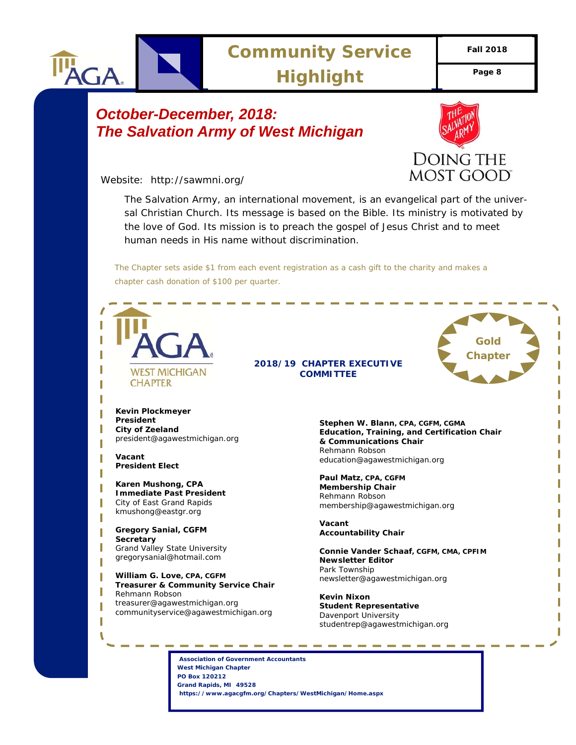# Community Service Highlight

Fall 2018

## *October-December, 2018: The Salvation Army of West Michigan*

THE SALVATION ARMY

DOING THE MOST GOOD

Website: http://sawmni.org/

The Salvation Army, an international movement, is an evangelical part of the universal Christian Church. Its message is based on the Bible. Its ministry is motivated by the love of God. Its mission is to preach the gospel of Jesus Christ and to meet human needs in His name without discrimination.

The Chapter sets aside $1 from each event registration as a cash gift to the charity and makes a chapter cash donation of $100 per quarter.

AGA WEST MICHIGAN CHAPTER

**2018/19 CHAPTER EXECUTIVE COMMITTEE**

Gold Chapter

**Kevin Plockmeyer**
**President**
**City of Zeeland**
president@agawestmichigan.org

**Vacant**
**President Elect**

**Karen Mushong, CPA**
**Immediate Past President**
City of East Grand Rapids
kmushong@eastgr.org

**Gregory Sanial, CGFM**
**Secretary**
Grand Valley State University
gregorysanial@hotmail.com

**William G. Love, CPA, CGFM**
**Treasurer & Community Service Chair**
Rehmann Robson
treasurer@agawestmichigan.org
communityservice@agawestmichigan.org

**Stephen W. Blann, CPA, CGFM, CGMA**
**Education, Training, and Certification Chair & Communications Chair**
Rehmann Robson
education@agawestmichigan.org

**Paul Matz, CPA, CGFM**
**Membership Chair**
Rehmann Robson
membership@agawestmichigan.org

**Vacant**
**Accountability Chair**

**Connie Vander Schaaf, CGFM, CMA, CPFIM**
**Newsletter Editor**
Park Township
newsletter@agawestmichigan.org

**Kevin Nixon**
**Student Representative**
Davenport University
studentrep@agawestmichigan.org

**Association of Government Accountants**
**West Michigan Chapter**
**PO Box 120212**
**Grand Rapids, MI 49528**
**https://www.agacgfm.org/Chapters/WestMichigan/Home.aspx**